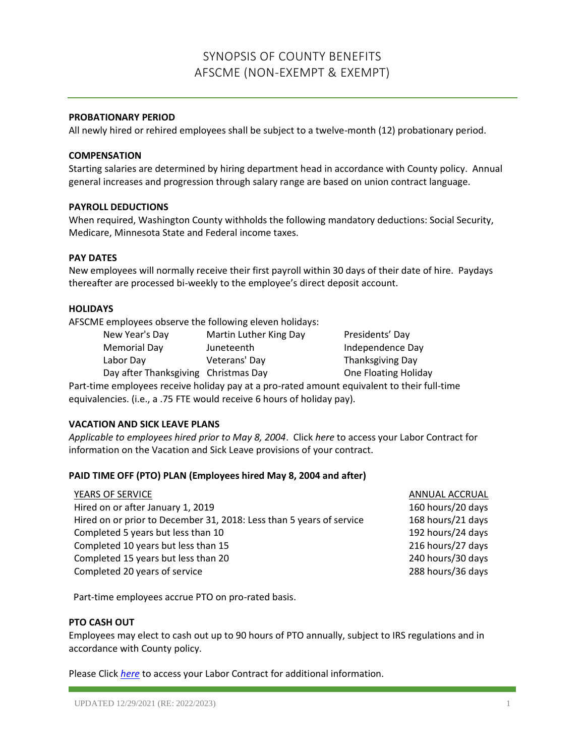# SYNOPSIS OF COUNTY BENEFITS
## AFSCME (NON-EXEMPT & EXEMPT)

**PROBATIONARY PERIOD**

All newly hired or rehired employees shall be subject to a twelve-month (12) probationary period.

**COMPENSATION**

Starting salaries are determined by hiring department head in accordance with County policy. Annual general increases and progression through salary range are based on union contract language.

**PAYROLL DEDUCTIONS**

When required, Washington County withholds the following mandatory deductions: Social Security, Medicare, Minnesota State and Federal income taxes.

**PAY DATES**

New employees will normally receive their first payroll within 30 days of their date of hire. Paydays thereafter are processed bi-weekly to the employee's direct deposit account.

**HOLIDAYS**

AFSCME employees observe the following eleven holidays:

| | | |
|---|---|---|
| New Year's Day | Martin Luther King Day | Presidents' Day |
| Memorial Day | Juneteenth | Independence Day |
| Labor Day | Veterans' Day | Thanksgiving Day |
| Day after Thanksgiving | Christmas Day | One Floating Holiday |

Part-time employees receive holiday pay at a pro-rated amount equivalent to their full-time equivalencies. (i.e., a .75 FTE would receive 6 hours of holiday pay).

**VACATION AND SICK LEAVE PLANS**

*Applicable to employees hired prior to May 8, 2004*. Click *here* to access your Labor Contract for information on the Vacation and Sick Leave provisions of your contract.

**PAID TIME OFF (PTO) PLAN (Employees hired May 8, 2004 and after)**

| YEARS OF SERVICE | ANNUAL ACCRUAL |
|---|---|
| Hired on or after January 1, 2019 | 160 hours/20 days |
| Hired on or prior to December 31, 2018: Less than 5 years of service | 168 hours/21 days |
| Completed 5 years but less than 10 | 192 hours/24 days |
| Completed 10 years but less than 15 | 216 hours/27 days |
| Completed 15 years but less than 20 | 240 hours/30 days |
| Completed 20 years of service | 288 hours/36 days |

Part-time employees accrue PTO on pro-rated basis.

**PTO CASH OUT**

Employees may elect to cash out up to 90 hours of PTO annually, subject to IRS regulations and in accordance with County policy.

Please Click *here* to access your Labor Contract for additional information.

UPDATED 12/29/2021 (RE: 2022/2023)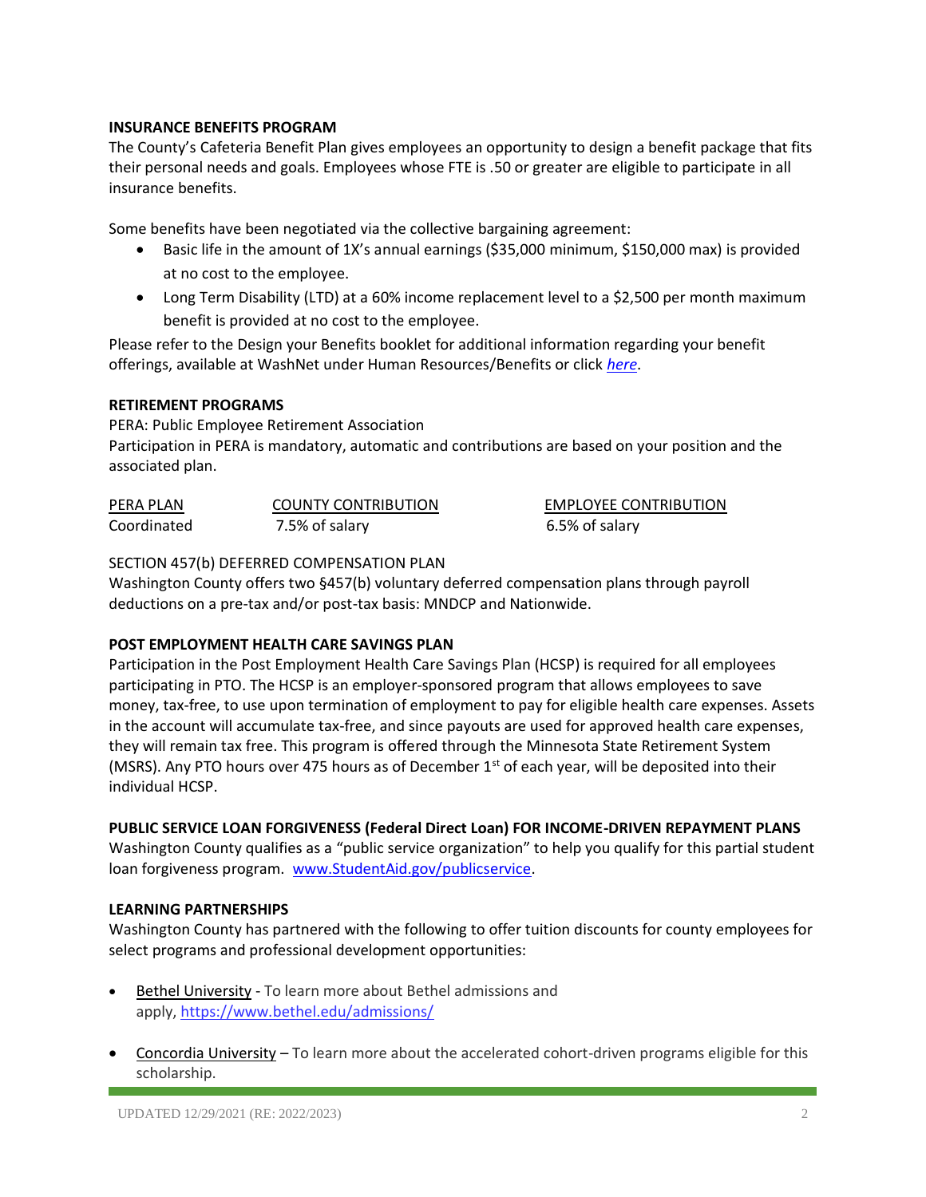**INSURANCE BENEFITS PROGRAM**

The County's Cafeteria Benefit Plan gives employees an opportunity to design a benefit package that fits their personal needs and goals. Employees whose FTE is .50 or greater are eligible to participate in all insurance benefits.

Some benefits have been negotiated via the collective bargaining agreement:

- Basic life in the amount of 1X's annual earnings ($35,000 minimum, $150,000 max) is provided at no cost to the employee.
- Long Term Disability (LTD) at a 60% income replacement level to a $2,500 per month maximum benefit is provided at no cost to the employee.

Please refer to the Design your Benefits booklet for additional information regarding your benefit offerings, available at WashNet under Human Resources/Benefits or click *here*.

**RETIREMENT PROGRAMS**

PERA: Public Employee Retirement Association

Participation in PERA is mandatory, automatic and contributions are based on your position and the associated plan.

| PERA PLAN | COUNTY CONTRIBUTION | EMPLOYEE CONTRIBUTION |
|---|---|---|
| Coordinated | 7.5% of salary | 6.5% of salary |

SECTION 457(b) DEFERRED COMPENSATION PLAN

Washington County offers two §457(b) voluntary deferred compensation plans through payroll deductions on a pre-tax and/or post-tax basis: MNDCP and Nationwide.

**POST EMPLOYMENT HEALTH CARE SAVINGS PLAN**

Participation in the Post Employment Health Care Savings Plan (HCSP) is required for all employees participating in PTO. The HCSP is an employer-sponsored program that allows employees to save money, tax-free, to use upon termination of employment to pay for eligible health care expenses. Assets in the account will accumulate tax-free, and since payouts are used for approved health care expenses, they will remain tax free. This program is offered through the Minnesota State Retirement System (MSRS). Any PTO hours over 475 hours as of December 1st of each year, will be deposited into their individual HCSP.

**PUBLIC SERVICE LOAN FORGIVENESS (Federal Direct Loan) FOR INCOME-DRIVEN REPAYMENT PLANS**

Washington County qualifies as a "public service organization" to help you qualify for this partial student loan forgiveness program. www.StudentAid.gov/publicservice.

**LEARNING PARTNERSHIPS**

Washington County has partnered with the following to offer tuition discounts for county employees for select programs and professional development opportunities:

- Bethel University - To learn more about Bethel admissions and apply, https://www.bethel.edu/admissions/
- Concordia University – To learn more about the accelerated cohort-driven programs eligible for this scholarship.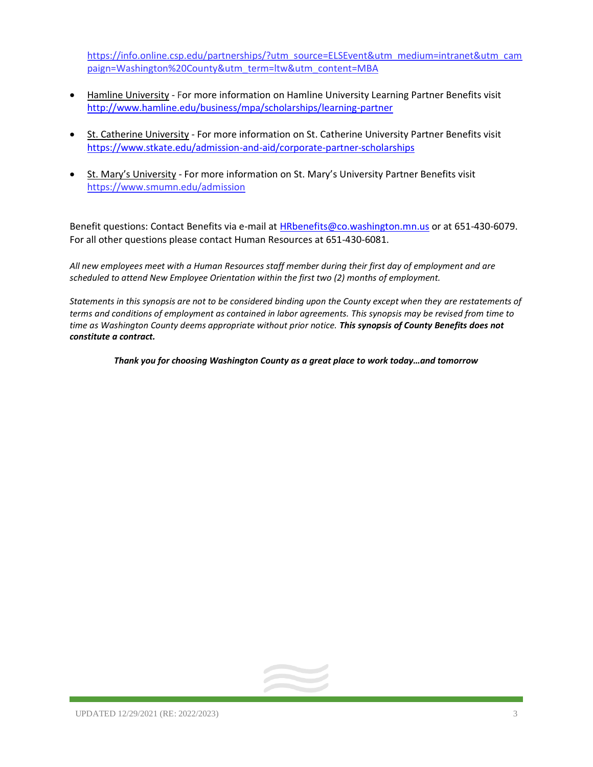https://info.online.csp.edu/partnerships/?utm_source=ELSEvent&utm_medium=intranet&utm_campaign=Washington%20County&utm_term=ltw&utm_content=MBA

- Hamline University - For more information on Hamline University Learning Partner Benefits visit http://www.hamline.edu/business/mpa/scholarships/learning-partner

- St. Catherine University - For more information on St. Catherine University Partner Benefits visit https://www.stkate.edu/admission-and-aid/corporate-partner-scholarships

- St. Mary's University - For more information on St. Mary's University Partner Benefits visit https://www.smumn.edu/admission

Benefit questions: Contact Benefits via e-mail at HRbenefits@co.washington.mn.us or at 651-430-6079. For all other questions please contact Human Resources at 651-430-6081.

*All new employees meet with a Human Resources staff member during their first day of employment and are scheduled to attend New Employee Orientation within the first two (2) months of employment.*

*Statements in this synopsis are not to be considered binding upon the County except when they are restatements of terms and conditions of employment as contained in labor agreements. This synopsis may be revised from time to time as Washington County deems appropriate without prior notice.* ***This synopsis of County Benefits does not constitute a contract.***

***Thank you for choosing Washington County as a great place to work today…and tomorrow***